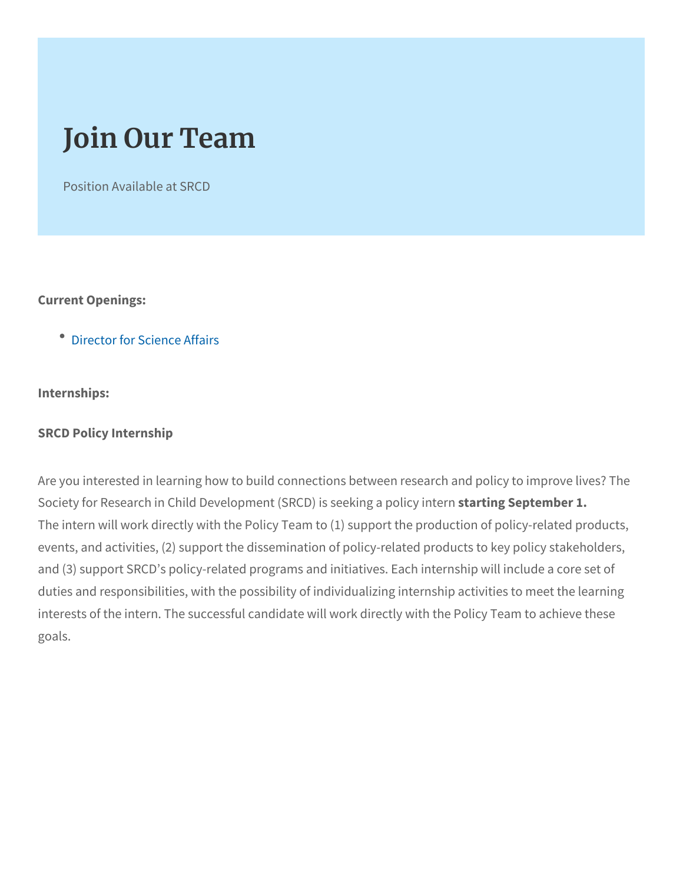# Join Our Team

Position Available at SRCD

**Current Openings:**

- Director for Science Affairs

**Internships:**

**SRCD Policy Internship**

Are you interested in learning how to build connections between research and policy to improve lives? The Society for Research in Child Development (SRCD) is seeking a policy intern **starting September 1.** The intern will work directly with the Policy Team to (1) support the production of policy-related products, events, and activities, (2) support the dissemination of policy-related products to key policy stakeholders, and (3) support SRCD's policy-related programs and initiatives. Each internship will include a core set of duties and responsibilities, with the possibility of individualizing internship activities to meet the learning interests of the intern. The successful candidate will work directly with the Policy Team to achieve these goals.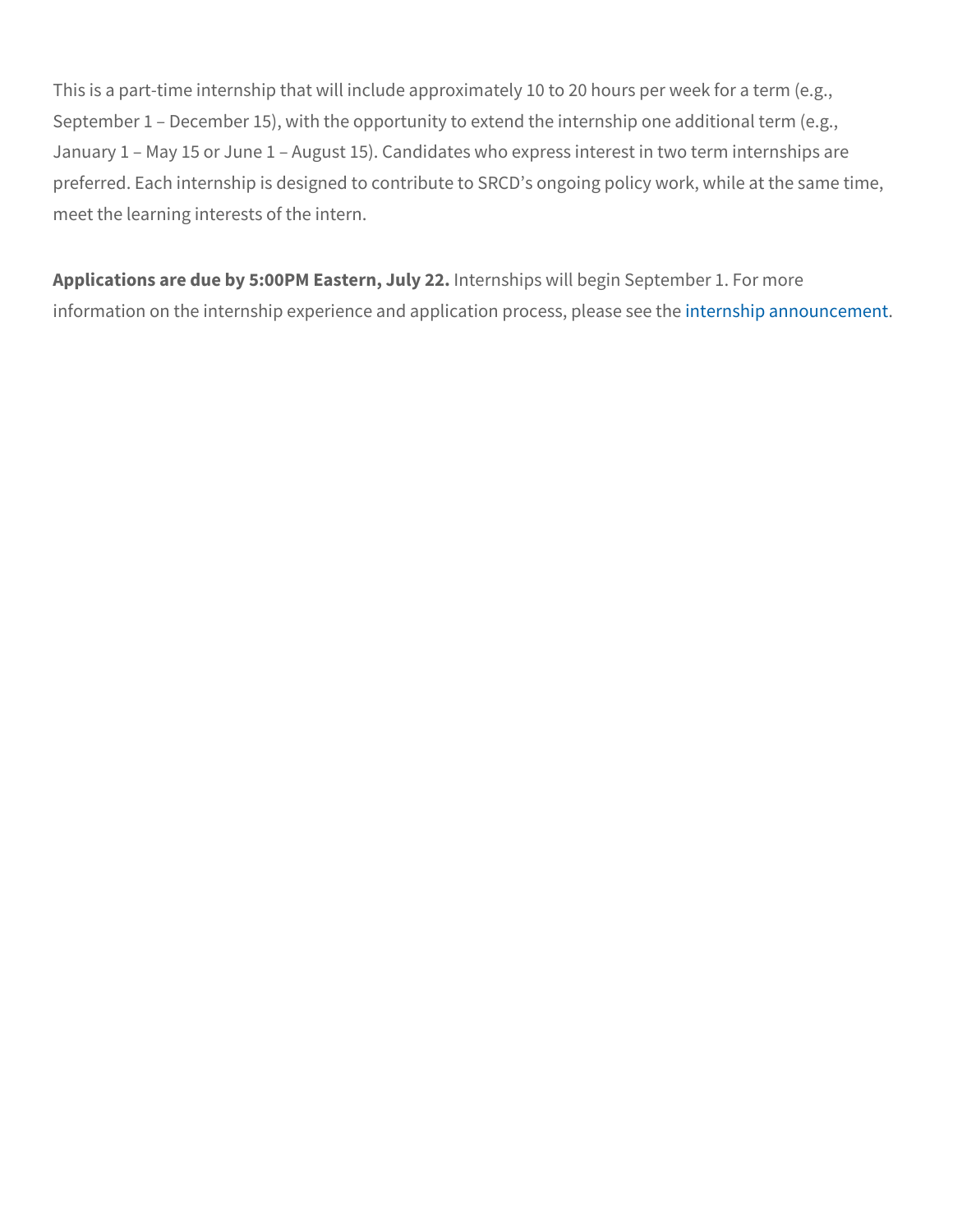This is a part-time internship that will include approximately 10 to 20 hours per week for a term (e.g., September 1 – December 15), with the opportunity to extend the internship one additional term (e.g., January 1 – May 15 or June 1 – August 15). Candidates who express interest in two term internships are preferred. Each internship is designed to contribute to SRCD's ongoing policy work, while at the same time, meet the learning interests of the intern.

**Applications are due by 5:00PM Eastern, July 22.** Internships will begin September 1. For more information on the internship experience and application process, please see the internship announcement.